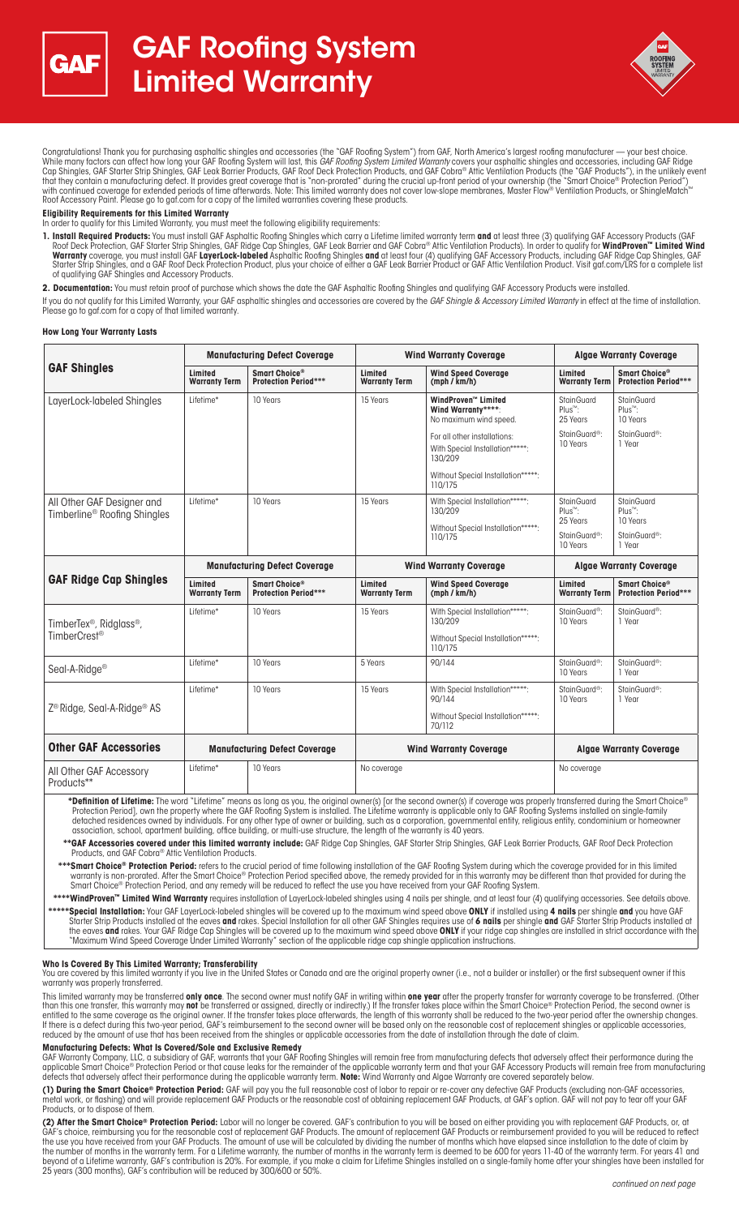# GAF Roofing System Limited Warranty

Congratulations! Thank you for purchasing asphaltic shingles and accessories (the "GAF Roofing System") from GAF, North America's largest roofing manufacturer — your best choice. While many factors can affect how long your GAF Roofing System will last, this *GAF Roofing System Limited Warranty* covers your asphaltic shingles and accessories, including GAF Ridge Cap Shingles, GAF Starter Strip Shingles, GAF Leak Barrier Products, GAF Roof Deck Protection Products, and GAF Cobra® Attic Ventilation Products (the "GAF Products"), in the unlikely event that they contain a manufacturing defect. It provides great coverage that is "non-prorated" during the crucial up-front period of your ownership (the "Smart Choice® Protection Period") with continued coverage for extended periods of time afterwards. Note: This limited warranty does not cover low-slope membranes, Master Flow® Ventilation Products, or ShingleMatch™ Roof Accessory Paint. Please go to gaf.com for a copy of the limited warranties covering these products.

**Eligibility Requirements for this Limited Warranty**

In order to qualify for this Limited Warranty, you must meet the following eligibility requirements:

1. **Install Required Products:** You must install GAF Asphaltic Roofing Shingles which carry a Lifetime limited warranty term **and** at least three (3) qualifying GAF Accessory Products (GAF Roof Deck Protection, GAF Starter Strip Shingles, GAF Ridge Cap Shingles, GAF Leak Barrier and GAF Cobra® Attic Ventilation Products). In order to qualify for **WindProven™ Limited Wind Warranty** coverage, you must install GAF **LayerLock-labeled** Asphaltic Roofing Shingles **and** at least four (4) qualifying GAF Accessory Products, including GAF Ridge Cap Shingles, GAF Starter Strip Shingles, and a GAF Roof Deck Protection Product, plus your choice of either a GAF Leak Barrier Product or GAF Attic Ventilation Product. Visit gaf.com/LRS for a complete list of qualifying GAF Shingles and Accessory Products.
2. **Documentation:** You must retain proof of purchase which shows the date the GAF Asphaltic Roofing Shingles and qualifying GAF Accessory Products were installed.

If you do not qualify for this Limited Warranty, your GAF asphaltic shingles and accessories are covered by the *GAF Shingle & Accessory Limited Warranty* in effect at the time of installation. Please go to gaf.com for a copy of that limited warranty.

**How Long Your Warranty Lasts**

| GAF Shingles | Manufacturing Defect Coverage | | Wind Warranty Coverage | | Algae Warranty Coverage | |
|---|---|---|---|---|---|---|
| | Limited Warranty Term | Smart Choice® Protection Period*** | Limited Warranty Term | Wind Speed Coverage (mph / km/h) | Limited Warranty Term | Smart Choice® Protection Period*** |
| LayerLock-labeled Shingles | Lifetime* | 10 Years | 15 Years | WindProven™ Limited Wind Warranty****: No maximum wind speed. For all other installations: With Special Installation*****: 130/209 Without Special Installation*****: 110/175 | StainGuard Plus™: 25 Years StainGuard®: 10 Years | StainGuard Plus™: 10 Years StainGuard®: 1 Year |
| All Other GAF Designer and Timberline® Roofing Shingles | Lifetime* | 10 Years | 15 Years | With Special Installation*****: 130/209 Without Special Installation*****: 110/175 | StainGuard Plus™: 25 Years StainGuard®: 10 Years | StainGuard Plus™: 10 Years StainGuard®: 1 Year |
| **GAF Ridge Cap Shingles** | **Manufacturing Defect Coverage** | | **Wind Warranty Coverage** | | **Algae Warranty Coverage** | |
| | Limited Warranty Term | Smart Choice® Protection Period*** | Limited Warranty Term | Wind Speed Coverage (mph / km/h) | Limited Warranty Term | Smart Choice® Protection Period*** |
| TimberTex®, Ridglass®, TimberCrest® | Lifetime* | 10 Years | 15 Years | With Special Installation*****: 130/209 Without Special Installation*****: 110/175 | StainGuard®: 10 Years | StainGuard®: 1 Year |
| Seal-A-Ridge® | Lifetime* | 10 Years | 5 Years | 90/144 | StainGuard®: 10 Years | StainGuard®: 1 Year |
| Z® Ridge, Seal-A-Ridge® AS | Lifetime* | 10 Years | 15 Years | With Special Installation*****: 90/144 Without Special Installation*****: 70/112 | StainGuard®: 10 Years | StainGuard®: 1 Year |
| **Other GAF Accessories** | **Manufacturing Defect Coverage** | | **Wind Warranty Coverage** | | **Algae Warranty Coverage** | |
| All Other GAF Accessory Products** | Lifetime* | 10 Years | No coverage | | No coverage | |

**\*Definition of Lifetime:** The word "Lifetime" means as long as you, the original owner(s) [or the second owner(s) if coverage was properly transferred during the Smart Choice® Protection Period], own the property where the GAF Roofing System is installed. The Lifetime warranty is applicable only to GAF Roofing Systems installed on single-family detached residences owned by individuals. For any other type of owner or building, such as a corporation, governmental entity, religious entity, condominium or homeowner association, school, apartment building, office building, or multi-use structure, the length of the warranty is 40 years.

**\*\*GAF Accessories covered under this limited warranty include:** GAF Ridge Cap Shingles, GAF Starter Strip Shingles, GAF Leak Barrier Products, GAF Roof Deck Protection Products, and GAF Cobra® Attic Ventilation Products.

**\*\*\*Smart Choice® Protection Period:** refers to the crucial period of time following installation of the GAF Roofing System during which the coverage provided for in this limited warranty is non-prorated. After the Smart Choice® Protection Period specified above, the remedy provided for in this warranty may be different than that provided for during the Smart Choice® Protection Period, and any remedy will be reduced to reflect the use you have received from your GAF Roofing System.

**\*\*\*\*WindProven™ Limited Wind Warranty** requires installation of LayerLock-labeled shingles using 4 nails per shingle, and at least four (4) qualifying accessories. See details above.

**\*\*\*\*\*Special Installation:** Your GAF LayerLock-labeled shingles will be covered up to the maximum wind speed above **ONLY** if installed using **4 nails** per shingle **and** you have GAF Starter Strip Products installed at the eaves **and** rakes. Special Installation for all other GAF Shingles requires use of **6 nails** per shingle **and** GAF Starter Strip Products installed at the eaves **and** rakes. Your GAF Ridge Cap Shingles will be covered up to the maximum wind speed above **ONLY** if your ridge cap shingles are installed in strict accordance with the "Maximum Wind Speed Coverage Under Limited Warranty" section of the applicable ridge cap shingle application instructions.

**Who Is Covered By This Limited Warranty; Transferability**

You are covered by this limited warranty if you live in the United States or Canada and are the original property owner (i.e., not a builder or installer) or the first subsequent owner if this warranty was properly transferred.

This limited warranty may be transferred **only once**. The second owner must notify GAF in writing within **one year** after the property transfer for warranty coverage to be transferred. (Other than this one transfer, this warranty may **not** be transferred or assigned, directly or indirectly.) If the transfer takes place within the Smart Choice® Protection Period, the second owner is entitled to the same coverage as the original owner. If the transfer takes place afterwards, the length of this warranty shall be reduced to the two-year period after the ownership changes. If there is a defect during this two-year period, GAF's reimbursement to the second owner will be based only on the reasonable cost of replacement shingles or applicable accessories, reduced by the amount of use that has been received from the shingles or applicable accessories from the date of installation through the date of claim.

**Manufacturing Defects: What Is Covered/Sole and Exclusive Remedy**

GAF Warranty Company, LLC, a subsidiary of GAF, warrants that your GAF Roofing Shingles will remain free from manufacturing defects that adversely affect their performance during the applicable Smart Choice® Protection Period or that cause leaks for the remainder of the applicable warranty term and that your GAF Accessory Products will remain free from manufacturing defects that adversely affect their performance during the applicable warranty term. **Note:** Wind Warranty and Algae Warranty are covered separately below.

**(1) During the Smart Choice® Protection Period:** GAF will pay you the full reasonable cost of labor to repair or re-cover any defective GAF Products (excluding non-GAF accessories, metal work, or flashing) and will provide replacement GAF Products or the reasonable cost of obtaining replacement GAF Products, at GAF's option. GAF will not pay to tear off your GAF Products, or to dispose of them.

**(2) After the Smart Choice® Protection Period:** Labor will no longer be covered. GAF's contribution to you will be based on either providing you with replacement GAF Products, or, at GAF's choice, reimbursing you for the reasonable cost of replacement GAF Products. The amount of replacement GAF Products or reimbursement provided to you will be reduced to reflect the use you have received from your GAF Products. The amount of use will be calculated by dividing the number of months which have elapsed since installation to the date of claim by the number of months in the warranty term. For a Lifetime warranty, the number of months in the warranty term is deemed to be 600 for years 11-40 of the warranty term. For years 41 and beyond of a Lifetime warranty, GAF's contribution is 20%. For example, if you make a claim for Lifetime Shingles installed on a single-family home after your shingles have been installed for 25 years (300 months), GAF's contribution will be reduced by 300/600 or 50%.

*continued on next page*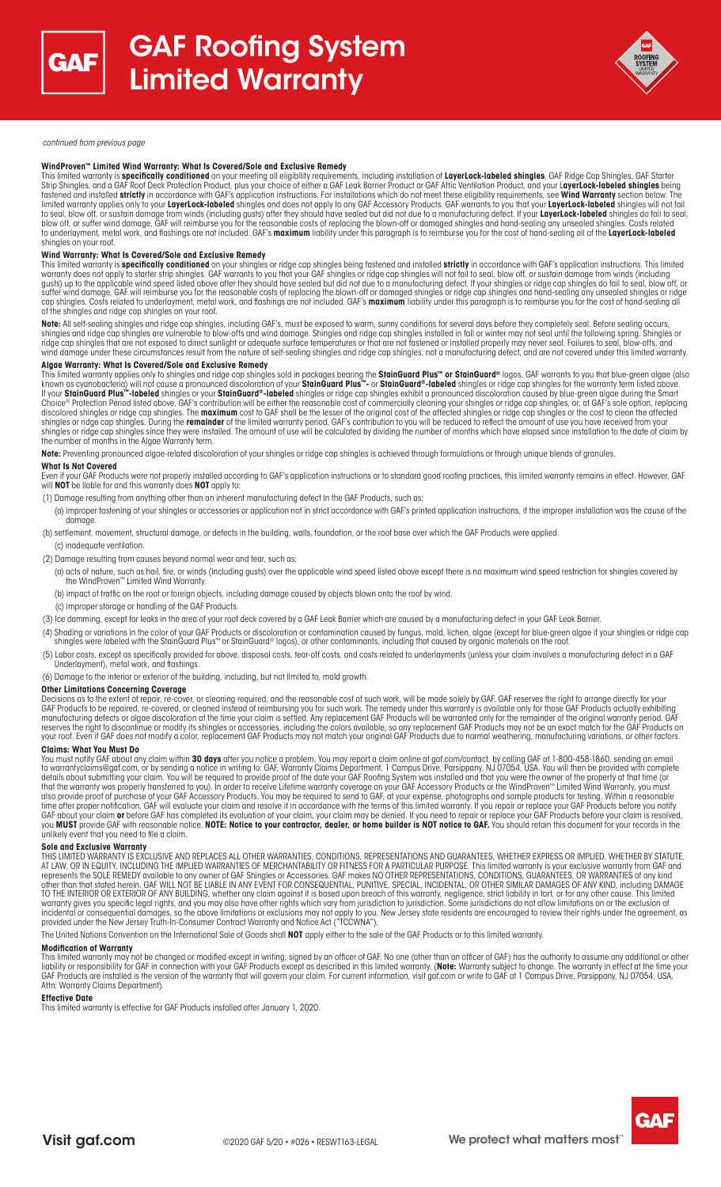# GAF Roofing System Limited Warranty

*continued from previous page*

### WindProven™ Limited Wind Warranty: What Is Covered/Sole and Exclusive Remedy

This limited warranty is **specifically conditioned** on your meeting all eligibility requirements, including installation of **LayerLock-labeled shingles**, GAF Ridge Cap Shingles, GAF Starter Strip Shingles, and a GAF Roof Deck Protection Product, plus your choice of either a GAF Leak Barrier Product or GAF Attic Ventilation Product, and your **LayerLock-labeled shingles** being fastened and installed **strictly** in accordance with GAF's application instructions. For installations which do not meet these eligibility requirements, see **Wind Warranty** section below. The limited warranty applies only to your **LayerLock-labeled** shingles and does not apply to any GAF Accessory Products. GAF warrants to you that your **LayerLock-labeled** shingles will not fail to seal, blow off, or sustain damage from winds (including gusts) after they should have sealed but did not due to a manufacturing defect. If your **LayerLock-labeled** shingles do fail to seal, blow off, or suffer wind damage, GAF will reimburse you for the reasonable costs of replacing the blown-off or damaged shingles and hand-sealing any unsealed shingles. Costs related to underlayment, metal work, and flashings are not included. GAF's **maximum** liability under this paragraph is to reimburse you for the cost of hand-sealing all of the **LayerLock-labeled** shingles on your roof.

### Wind Warranty: What Is Covered/Sole and Exclusive Remedy

This limited warranty is **specifically conditioned** on your shingles or ridge cap shingles being fastened and installed **strictly** in accordance with GAF's application instructions. This limited warranty does not apply to starter strip shingles. GAF warrants to you that your GAF shingles or ridge cap shingles will not fail to seal, blow off, or sustain damage from winds (including gusts) up to the applicable wind speed listed above after they should have sealed but did not due to a manufacturing defect. If your shingles or ridge cap shingles do fail to seal, blow off, or suffer wind damage, GAF will reimburse you for the reasonable costs of replacing the blown-off or damaged shingles or ridge cap shingles and hand-sealing any unsealed shingles or ridge cap shingles. Costs related to underlayment, metal work, and flashings are not included. GAF's **maximum** liability under this paragraph is to reimburse you for the cost of hand-sealing all of the shingles and ridge cap shingles on your roof.

**Note:** All self-sealing shingles and ridge cap shingles, including GAF's, must be exposed to warm, sunny conditions for several days before they completely seal. Before sealing occurs, shingles and ridge cap shingles are vulnerable to blow-offs and wind damage. Shingles and ridge cap shingles installed in fall or winter may not seal until the following spring. Shingles or ridge cap shingles that are not exposed to direct sunlight or adequate surface temperatures or that are not fastened or installed properly may never seal. Failures to seal, blow-offs, and wind damage under these circumstances result from the nature of self-sealing shingles and ridge cap shingles, not a manufacturing defect, and are not covered under this limited warranty.

### Algae Warranty: What Is Covered/Sole and Exclusive Remedy

This limited warranty applies only to shingles and ridge cap shingles sold in packages bearing the **StainGuard Plus™ or StainGuard®** logos. GAF warrants to you that blue-green algae (also known as cyanobacteria) will not cause a pronounced discoloration of your **StainGuard Plus™-** or **StainGuard®-labeled** shingles or ridge cap shingles for the warranty term listed above. If your **StainGuard Plus™-labeled** shingles or your **StainGuard®-labeled** shingles or ridge cap shingles exhibit a pronounced discoloration caused by blue-green algae during the Smart Choice® Protection Period listed above, GAF's contribution will be either the reasonable cost of commercially cleaning your shingles or ridge cap shingles, or, at GAF's sole option, replacing discolored shingles or ridge cap shingles. The **maximum** cost to GAF shall be the lesser of the original cost of the affected shingles or ridge cap shingles or the cost to clean the affected shingles or ridge cap shingles. During the **remainder** of the limited warranty period, GAF's contribution to you will be reduced to reflect the amount of use you have received from your shingles or ridge cap shingles since they were installed. The amount of use will be calculated by dividing the number of months which have elapsed since installation to the date of claim by the number of months in the Algae Warranty term.

**Note:** Preventing pronounced algae-related discoloration of your shingles or ridge cap shingles is achieved through formulations or through unique blends of granules.

### What Is Not Covered

Even if your GAF Products were not properly installed according to GAF's application instructions or to standard good roofing practices, this limited warranty remains in effect. However, GAF will **NOT** be liable for and this warranty does **NOT** apply to:

(1) Damage resulting from anything other than an inherent manufacturing defect in the GAF Products, such as:

(a) improper fastening of your shingles or accessories or application not in strict accordance with GAF's printed application instructions, if the improper installation was the cause of the damage.

(b) settlement, movement, structural damage, or defects in the building, walls, foundation, or the roof base over which the GAF Products were applied.

(c) inadequate ventilation.

(2) Damage resulting from causes beyond normal wear and tear, such as:

(a) acts of nature, such as hail, fire, or winds (including gusts) over the applicable wind speed listed above except there is no maximum wind speed restriction for shingles covered by the WindProven™ Limited Wind Warranty.

(b) impact of traffic on the roof or foreign objects, including damage caused by objects blown onto the roof by wind.

(c) improper storage or handling of the GAF Products.

(3) Ice damming, except for leaks in the area of your roof deck covered by a GAF Leak Barrier which are caused by a manufacturing defect in your GAF Leak Barrier.

(4) Shading or variations in the color of your GAF Products or discoloration or contamination caused by fungus, mold, lichen, algae (except for blue-green algae if your shingles or ridge cap shingles were labeled with the StainGuard Plus™ or StainGuard® logos), or other contaminants, including that caused by organic materials on the roof.

(5) Labor costs, except as specifically provided for above, disposal costs, tear-off costs, and costs related to underlayments (unless your claim involves a manufacturing defect in a GAF Underlayment), metal work, and flashings.

(6) Damage to the interior or exterior of the building, including, but not limited to, mold growth.

### Other Limitations Concerning Coverage

Decisions as to the extent of repair, re-cover, or cleaning required, and the reasonable cost of such work, will be made solely by GAF. GAF reserves the right to arrange directly for your GAF Products to be repaired, re-covered, or cleaned instead of reimbursing you for such work. The remedy under this warranty is available only for those GAF Products actually exhibiting manufacturing defects or algae discoloration at the time your claim is settled. Any replacement GAF Products will be warranted only for the remainder of the original warranty period. GAF reserves the right to discontinue or modify its shingles or accessories, including the colors available, so any replacement GAF Products may not be an exact match for the GAF Products on your roof. Even if GAF does not modify a color, replacement GAF Products may not match your original GAF Products due to normal weathering, manufacturing variations, or other factors.

### Claims: What You Must Do

You must notify GAF about any claim within **30 days** after you notice a problem. You may report a claim online at gaf.com/contact, by calling GAF at 1-800-458-1860, sending an email to warrantyclaims@gaf.com, or by sending a notice in writing to: GAF, Warranty Claims Department, 1 Campus Drive, Parsippany, NJ 07054, USA. You will then be provided with complete details about submitting your claim. You will be required to provide proof of the date your GAF Roofing System was installed and that you were the owner of the property at that time (or that the warranty was properly transferred to you). In order to receive Lifetime warranty coverage on your GAF Accessory Products or the WindProven™ Limited Wind Warranty, you must also provide proof of purchase of your GAF Accessory Products. You may be required to send to GAF, at your expense, photographs and sample products for testing. Within a reasonable time after proper notification, GAF will evaluate your claim and resolve it in accordance with the terms of this limited warranty. If you repair or replace your GAF Products before you notify GAF about your claim **or** before GAF has completed its evaluation of your claim, your claim may be denied. If you need to repair or replace your GAF Products before your claim is resolved, you **MUST** provide GAF with reasonable notice. **NOTE: Notice to your contractor, dealer, or home builder is NOT notice to GAF.** You should retain this document for your records in the unlikely event that you need to file a claim.

### Sole and Exclusive Warranty

THIS LIMITED WARRANTY IS EXCLUSIVE AND REPLACES ALL OTHER WARRANTIES, CONDITIONS, REPRESENTATIONS AND GUARANTEES, WHETHER EXPRESS OR IMPLIED, WHETHER BY STATUTE, AT LAW, OR IN EQUITY, INCLUDING THE IMPLIED WARRANTIES OF MERCHANTABILITY OR FITNESS FOR A PARTICULAR PURPOSE. This limited warranty is your exclusive warranty from GAF and represents the SOLE REMEDY available to any owner of GAF Shingles or Accessories. GAF makes NO OTHER REPRESENTATIONS, CONDITIONS, GUARANTEES, OR WARRANTIES of any kind other than that stated herein. GAF WILL NOT BE LIABLE IN ANY EVENT FOR CONSEQUENTIAL, PUNITIVE, SPECIAL, INCIDENTAL, OR OTHER SIMILAR DAMAGES OF ANY KIND, including DAMAGE TO THE INTERIOR OR EXTERIOR OF ANY BUILDING, whether any claim against it is based upon breach of this warranty, negligence, strict liability in tort, or for any other cause. This limited warranty gives you specific legal rights, and you may also have other rights which vary from jurisdiction to jurisdiction. Some jurisdictions do not allow limitations on or the exclusion of incidental or consequential damages, so the above limitations or exclusions may not apply to you. New Jersey state residents are encouraged to review their rights under the agreement, as provided under the New Jersey Truth-In-Consumer Contract Warranty and Notice Act ("TCCWNA").

The United Nations Convention on the International Sale of Goods shall **NOT** apply either to the sale of the GAF Products or to this limited warranty.

### Modification of Warranty

This limited warranty may not be changed or modified except in writing, signed by an officer of GAF. No one (other than an officer of GAF) has the authority to assume any additional or other liability or responsibility for GAF in connection with your GAF Products except as described in this limited warranty. (**Note:** Warranty subject to change. The warranty in effect at the time your GAF Products are installed is the version of the warranty that will govern your claim. For current information, visit gaf.com or write to GAF at 1 Campus Drive, Parsippany, NJ 07054, USA, Attn: Warranty Claims Department).

### Effective Date

This limited warranty is effective for GAF Products installed after January 1, 2020.

**Visit gaf.com** ©2020 GAF 5/20 • #026 • RESWT163-LEGAL **We protect what matters most™**